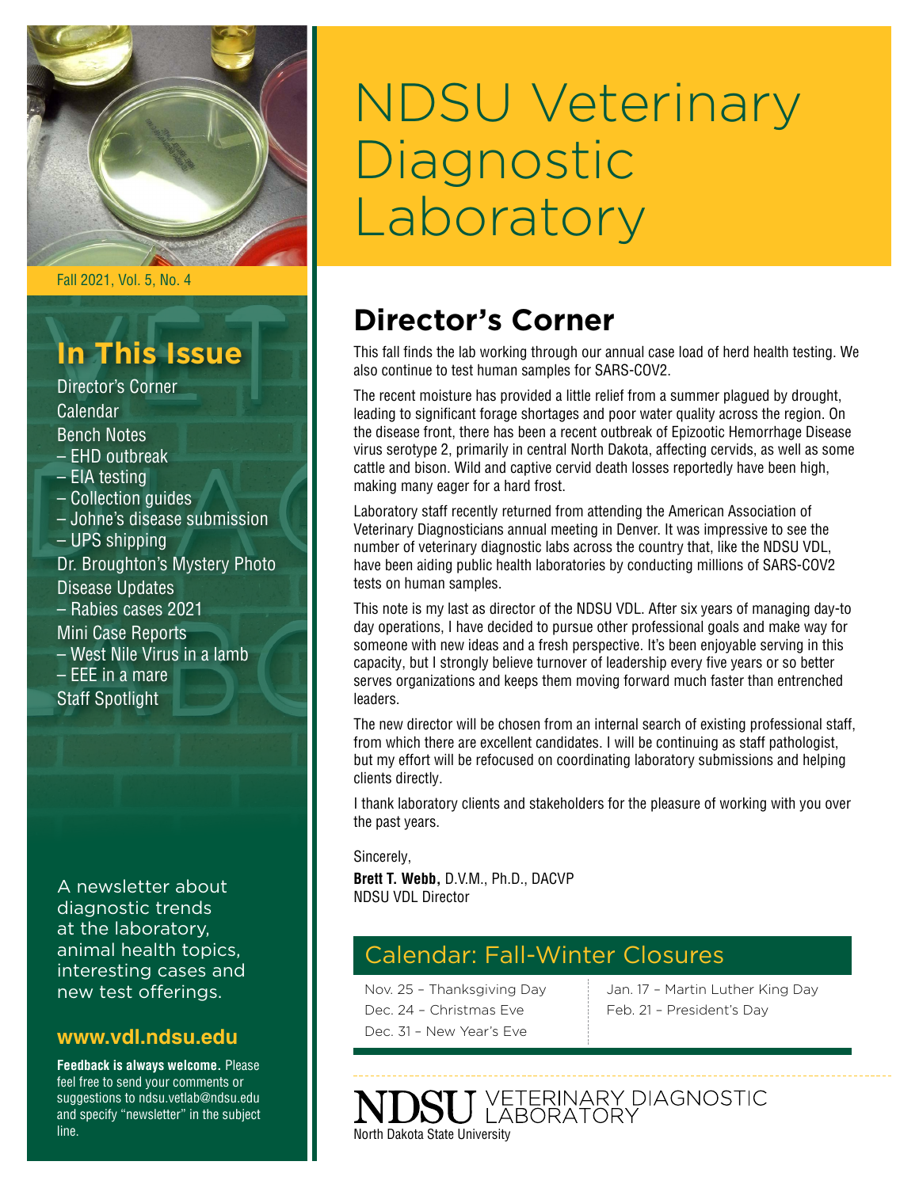# NDSU Veterinary Diagnostic Laboratory

Fall 2021, Vol. 5, No. 4

## In This Issue

Director's Corner
Calendar
Bench Notes
– EHD outbreak
– EIA testing
– Collection guides
– Johne's disease submission
– UPS shipping
Dr. Broughton's Mystery Photo
Disease Updates
– Rabies cases 2021
Mini Case Reports
– West Nile Virus in a lamb
– EEE in a mare
Staff Spotlight

A newsletter about diagnostic trends at the laboratory, animal health topics, interesting cases and new test offerings.

**www.vdl.ndsu.edu**

**Feedback is always welcome.** Please feel free to send your comments or suggestions to ndsu.vetlab@ndsu.edu and specify "newsletter" in the subject line.

## Director's Corner

This fall finds the lab working through our annual case load of herd health testing. We also continue to test human samples for SARS-COV2.

The recent moisture has provided a little relief from a summer plagued by drought, leading to significant forage shortages and poor water quality across the region. On the disease front, there has been a recent outbreak of Epizootic Hemorrhage Disease virus serotype 2, primarily in central North Dakota, affecting cervids, as well as some cattle and bison. Wild and captive cervid death losses reportedly have been high, making many eager for a hard frost.

Laboratory staff recently returned from attending the American Association of Veterinary Diagnosticians annual meeting in Denver. It was impressive to see the number of veterinary diagnostic labs across the country that, like the NDSU VDL, have been aiding public health laboratories by conducting millions of SARS-COV2 tests on human samples.

This note is my last as director of the NDSU VDL. After six years of managing day-to day operations, I have decided to pursue other professional goals and make way for someone with new ideas and a fresh perspective. It's been enjoyable serving in this capacity, but I strongly believe turnover of leadership every five years or so better serves organizations and keeps them moving forward much faster than entrenched leaders.

The new director will be chosen from an internal search of existing professional staff, from which there are excellent candidates. I will be continuing as staff pathologist, but my effort will be refocused on coordinating laboratory submissions and helping clients directly.

I thank laboratory clients and stakeholders for the pleasure of working with you over the past years.

Sincerely,
**Brett T. Webb,** D.V.M., Ph.D., DACVP
NDSU VDL Director

## Calendar: Fall-Winter Closures

Nov. 25 – Thanksgiving Day
Dec. 24 – Christmas Eve
Dec. 31 – New Year's Eve
Jan. 17 – Martin Luther King Day
Feb. 21 – President's Day

NDSU VETERINARY DIAGNOSTIC LABORATORY
North Dakota State University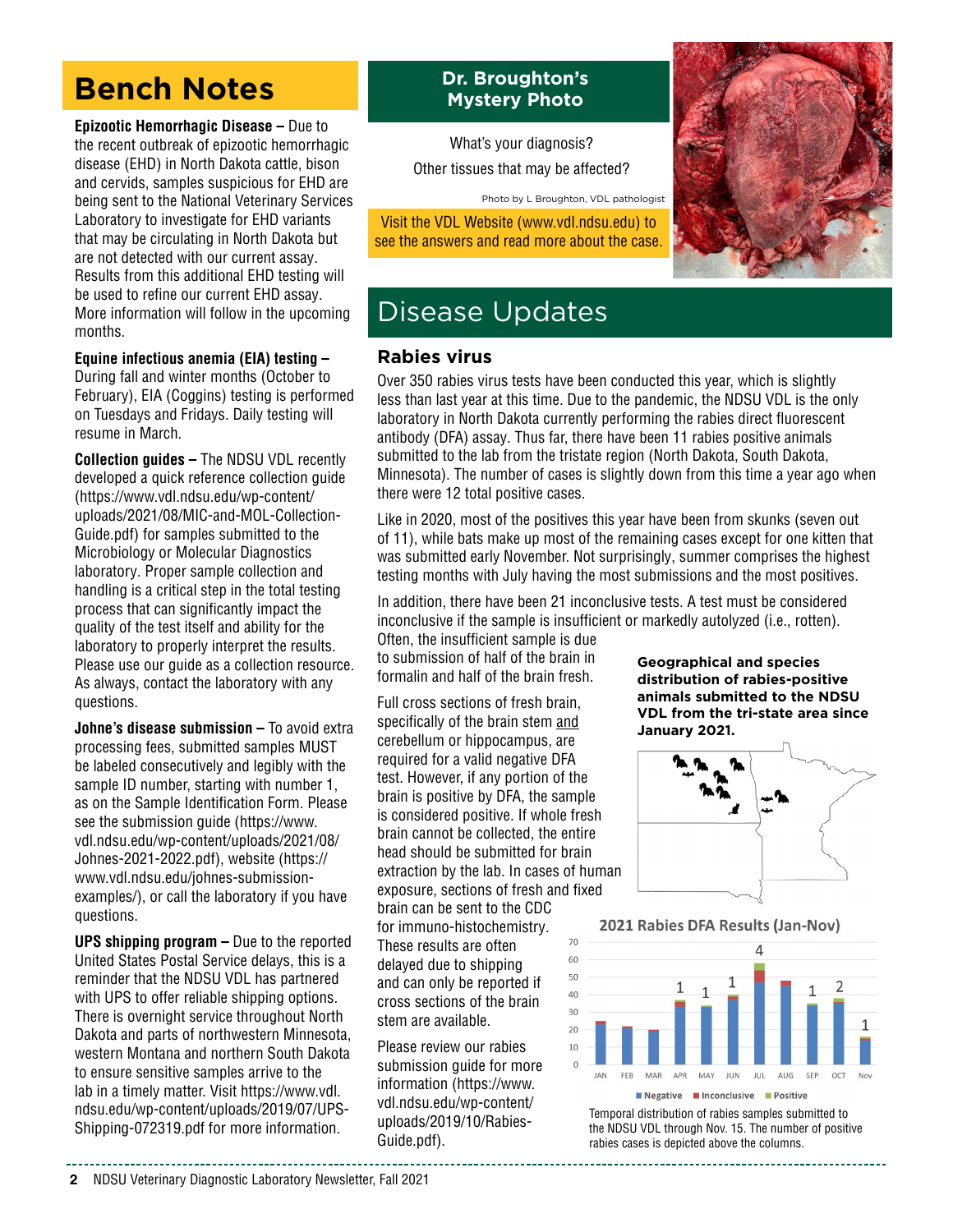# Bench Notes

**Epizootic Hemorrhagic Disease –** Due to the recent outbreak of epizootic hemorrhagic disease (EHD) in North Dakota cattle, bison and cervids, samples suspicious for EHD are being sent to the National Veterinary Services Laboratory to investigate for EHD variants that may be circulating in North Dakota but are not detected with our current assay. Results from this additional EHD testing will be used to refine our current EHD assay. More information will follow in the upcoming months.

**Equine infectious anemia (EIA) testing –** During fall and winter months (October to February), EIA (Coggins) testing is performed on Tuesdays and Fridays. Daily testing will resume in March.

**Collection guides –** The NDSU VDL recently developed a quick reference collection guide (https://www.vdl.ndsu.edu/wp-content/uploads/2021/08/MIC-and-MOL-Collection-Guide.pdf) for samples submitted to the Microbiology or Molecular Diagnostics laboratory. Proper sample collection and handling is a critical step in the total testing process that can significantly impact the quality of the test itself and ability for the laboratory to properly interpret the results. Please use our guide as a collection resource. As always, contact the laboratory with any questions.

**Johne's disease submission –** To avoid extra processing fees, submitted samples MUST be labeled consecutively and legibly with the sample ID number, starting with number 1, as on the Sample Identification Form. Please see the submission guide (https://www.vdl.ndsu.edu/wp-content/uploads/2021/08/Johnes-2021-2022.pdf), website (https://www.vdl.ndsu.edu/johnes-submission-examples/), or call the laboratory if you have questions.

**UPS shipping program –** Due to the reported United States Postal Service delays, this is a reminder that the NDSU VDL has partnered with UPS to offer reliable shipping options. There is overnight service throughout North Dakota and parts of northwestern Minnesota, western Montana and northern South Dakota to ensure sensitive samples arrive to the lab in a timely matter. Visit https://www.vdl.ndsu.edu/wp-content/uploads/2019/07/UPS-Shipping-072319.pdf for more information.

## Dr. Broughton's Mystery Photo

What's your diagnosis?

Other tissues that may be affected?

Photo by L Broughton, VDL pathologist

Visit the VDL Website (www.vdl.ndsu.edu) to see the answers and read more about the case.

# Disease Updates

## Rabies virus

Over 350 rabies virus tests have been conducted this year, which is slightly less than last year at this time. Due to the pandemic, the NDSU VDL is the only laboratory in North Dakota currently performing the rabies direct fluorescent antibody (DFA) assay. Thus far, there have been 11 rabies positive animals submitted to the lab from the tristate region (North Dakota, South Dakota, Minnesota). The number of cases is slightly down from this time a year ago when there were 12 total positive cases.

Like in 2020, most of the positives this year have been from skunks (seven out of 11), while bats make up most of the remaining cases except for one kitten that was submitted early November. Not surprisingly, summer comprises the highest testing months with July having the most submissions and the most positives.

In addition, there have been 21 inconclusive tests. A test must be considered inconclusive if the sample is insufficient or markedly autolyzed (i.e., rotten). Often, the insufficient sample is due to submission of half of the brain in formalin and half of the brain fresh.

Full cross sections of fresh brain, specifically of the brain stem and cerebellum or hippocampus, are required for a valid negative DFA test. However, if any portion of the brain is positive by DFA, the sample is considered positive. If whole fresh brain cannot be collected, the entire head should be submitted for brain extraction by the lab. In cases of human exposure, sections of fresh and fixed brain can be sent to the CDC for immuno-histochemistry. These results are often delayed due to shipping and can only be reported if cross sections of the brain stem are available.

Please review our rabies submission guide for more information (https://www.vdl.ndsu.edu/wp-content/uploads/2019/10/Rabies-Guide.pdf).

**Geographical and species distribution of rabies-positive animals submitted to the NDSU VDL from the tri-state area since January 2021.**

**2021 Rabies DFA Results (Jan-Nov)**

Temporal distribution of rabies samples submitted to the NDSU VDL through Nov. 15. The number of positive rabies cases is depicted above the columns.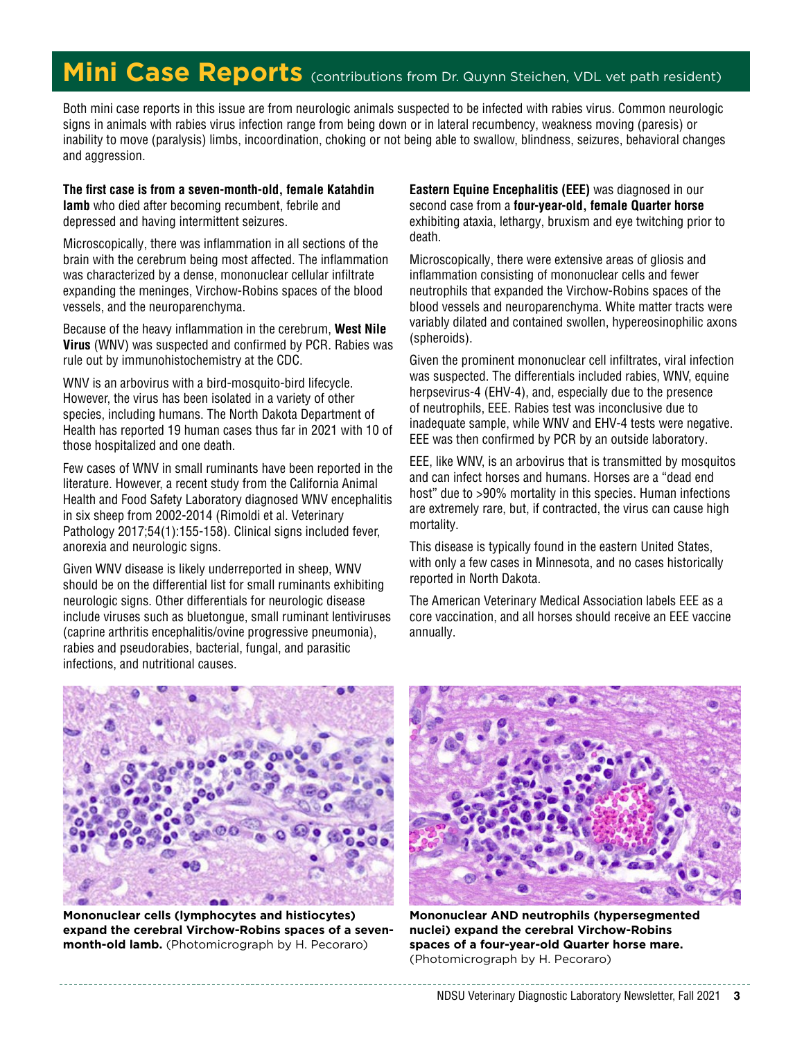# Mini Case Reports (contributions from Dr. Quynn Steichen, VDL vet path resident)

Both mini case reports in this issue are from neurologic animals suspected to be infected with rabies virus. Common neurologic signs in animals with rabies virus infection range from being down or in lateral recumbency, weakness moving (paresis) or inability to move (paralysis) limbs, incoordination, choking or not being able to swallow, blindness, seizures, behavioral changes and aggression.

**The first case is from a seven-month-old, female Katahdin lamb** who died after becoming recumbent, febrile and depressed and having intermittent seizures.

Microscopically, there was inflammation in all sections of the brain with the cerebrum being most affected. The inflammation was characterized by a dense, mononuclear cellular infiltrate expanding the meninges, Virchow-Robins spaces of the blood vessels, and the neuroparenchyma.

Because of the heavy inflammation in the cerebrum, **West Nile Virus** (WNV) was suspected and confirmed by PCR. Rabies was rule out by immunohistochemistry at the CDC.

WNV is an arbovirus with a bird-mosquito-bird lifecycle. However, the virus has been isolated in a variety of other species, including humans. The North Dakota Department of Health has reported 19 human cases thus far in 2021 with 10 of those hospitalized and one death.

Few cases of WNV in small ruminants have been reported in the literature. However, a recent study from the California Animal Health and Food Safety Laboratory diagnosed WNV encephalitis in six sheep from 2002-2014 (Rimoldi et al. Veterinary Pathology 2017;54(1):155-158). Clinical signs included fever, anorexia and neurologic signs.

Given WNV disease is likely underreported in sheep, WNV should be on the differential list for small ruminants exhibiting neurologic signs. Other differentials for neurologic disease include viruses such as bluetongue, small ruminant lentiviruses (caprine arthritis encephalitis/ovine progressive pneumonia), rabies and pseudorabies, bacterial, fungal, and parasitic infections, and nutritional causes.

**Eastern Equine Encephalitis (EEE)** was diagnosed in our second case from a **four-year-old, female Quarter horse** exhibiting ataxia, lethargy, bruxism and eye twitching prior to death.

Microscopically, there were extensive areas of gliosis and inflammation consisting of mononuclear cells and fewer neutrophils that expanded the Virchow-Robins spaces of the blood vessels and neuroparenchyma. White matter tracts were variably dilated and contained swollen, hypereosinophilic axons (spheroids).

Given the prominent mononuclear cell infiltrates, viral infection was suspected. The differentials included rabies, WNV, equine herpsevirus-4 (EHV-4), and, especially due to the presence of neutrophils, EEE. Rabies test was inconclusive due to inadequate sample, while WNV and EHV-4 tests were negative. EEE was then confirmed by PCR by an outside laboratory.

EEE, like WNV, is an arbovirus that is transmitted by mosquitos and can infect horses and humans. Horses are a "dead end host" due to >90% mortality in this species. Human infections are extremely rare, but, if contracted, the virus can cause high mortality.

This disease is typically found in the eastern United States, with only a few cases in Minnesota, and no cases historically reported in North Dakota.

The American Veterinary Medical Association labels EEE as a core vaccination, and all horses should receive an EEE vaccine annually.

**Mononuclear cells (lymphocytes and histiocytes) expand the cerebral Virchow-Robins spaces of a seven-month-old lamb.** (Photomicrograph by H. Pecoraro)

**Mononuclear AND neutrophils (hypersegmented nuclei) expand the cerebral Virchow-Robins spaces of a four-year-old Quarter horse mare.** (Photomicrograph by H. Pecoraro)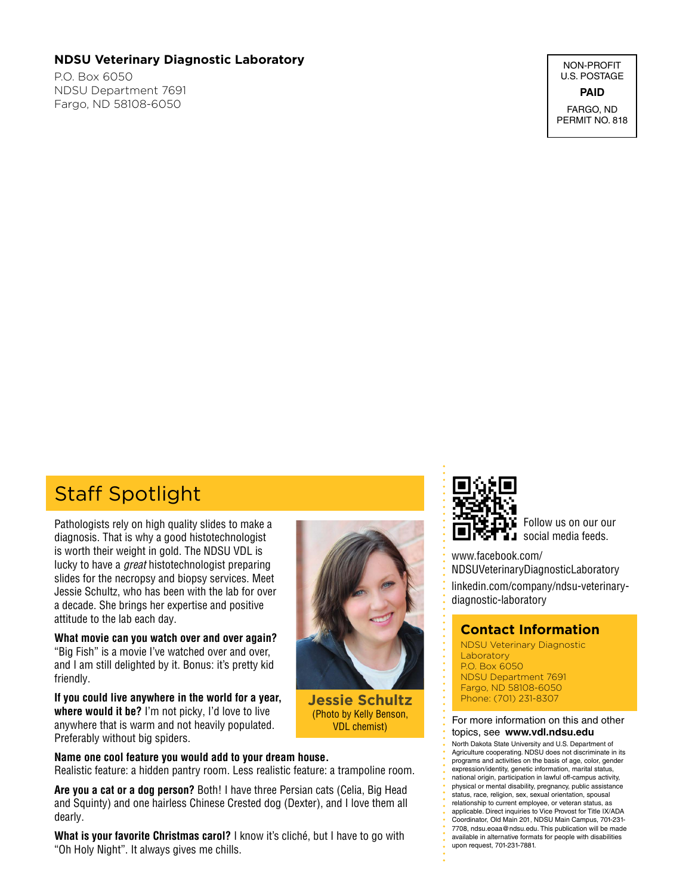**NDSU Veterinary Diagnostic Laboratory**
P.O. Box 6050
NDSU Department 7691
Fargo, ND 58108-6050

NON-PROFIT
U.S. POSTAGE
**PAID**
FARGO, ND
PERMIT NO. 818

## Staff Spotlight

Pathologists rely on high quality slides to make a diagnosis. That is why a good histotechnologist is worth their weight in gold. The NDSU VDL is lucky to have a *great* histotechnologist preparing slides for the necropsy and biopsy services. Meet Jessie Schultz, who has been with the lab for over a decade. She brings her expertise and positive attitude to the lab each day.

**Jessie Schultz**
(Photo by Kelly Benson, VDL chemist)

**What movie can you watch over and over again?** "Big Fish" is a movie I've watched over and over, and I am still delighted by it. Bonus: it's pretty kid friendly.

**If you could live anywhere in the world for a year, where would it be?** I'm not picky, I'd love to live anywhere that is warm and not heavily populated. Preferably without big spiders.

**Name one cool feature you would add to your dream house.** Realistic feature: a hidden pantry room. Less realistic feature: a trampoline room.

**Are you a cat or a dog person?** Both! I have three Persian cats (Celia, Big Head and Squinty) and one hairless Chinese Crested dog (Dexter), and I love them all dearly.

**What is your favorite Christmas carol?** I know it's cliché, but I have to go with "Oh Holy Night". It always gives me chills.

Follow us on our our social media feeds.

www.facebook.com/NDSUVeterinaryDiagnosticLaboratory

linkedin.com/company/ndsu-veterinary-diagnostic-laboratory

### Contact Information

NDSU Veterinary Diagnostic Laboratory
P.O. Box 6050
NDSU Department 7691
Fargo, ND 58108-6050
Phone: (701) 231-8307

For more information on this and other topics, see **www.vdl.ndsu.edu**

North Dakota State University and U.S. Department of Agriculture cooperating. NDSU does not discriminate in its programs and activities on the basis of age, color, gender expression/identity, genetic information, marital status, national origin, participation in lawful off-campus activity, physical or mental disability, pregnancy, public assistance status, race, religion, sex, sexual orientation, spousal relationship to current employee, or veteran status, as applicable. Direct inquiries to Vice Provost for Title IX/ADA Coordinator, Old Main 201, NDSU Main Campus, 701-231-7708, ndsu.eoaa@ndsu.edu. This publication will be made available in alternative formats for people with disabilities upon request, 701-231-7881.